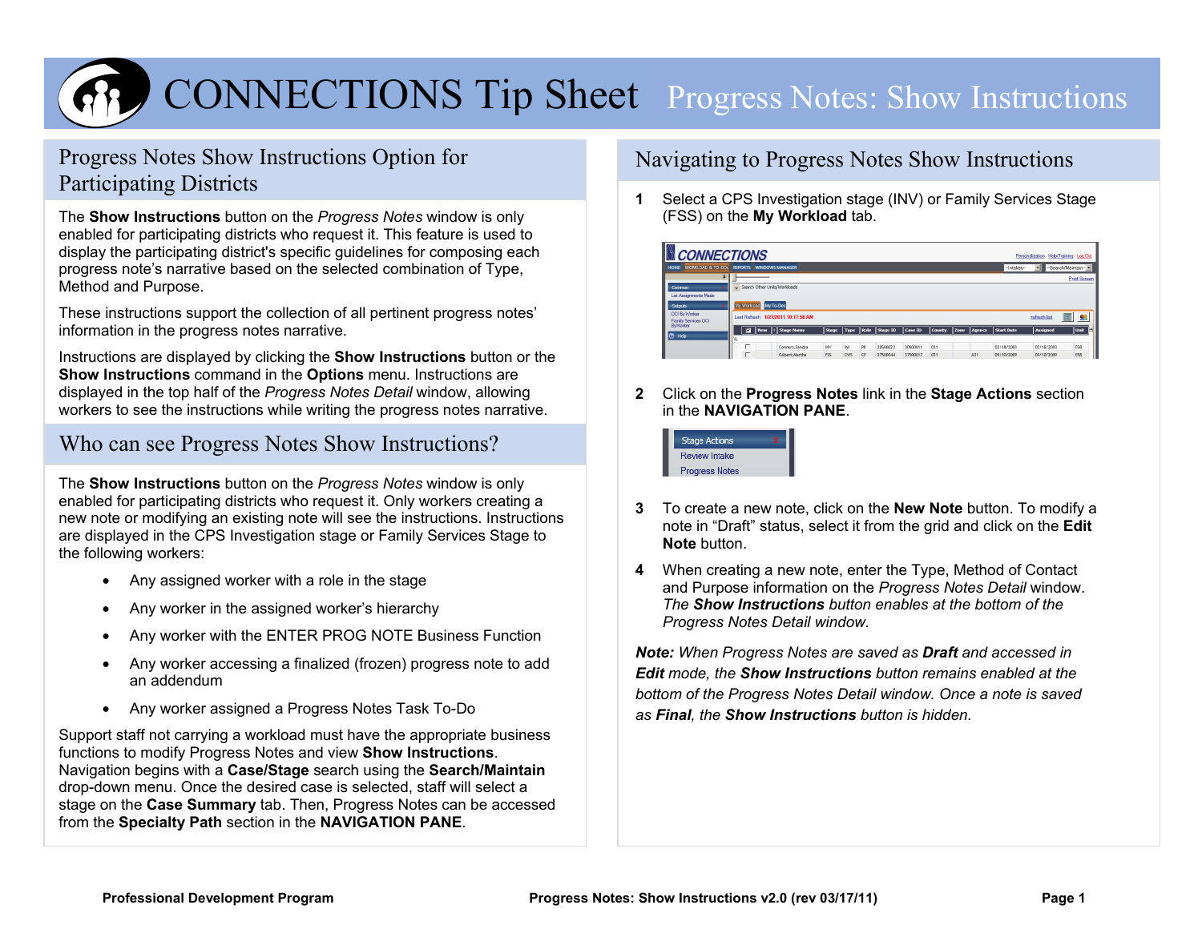# CONNECTIONS Tip Sheet Progress Notes: Show Instructions

## Progress Notes Show Instructions Option for Participating Districts

The **Show Instructions** button on the *Progress Notes* window is only enabled for participating districts who request it. This feature is used to display the participating district's specific guidelines for composing each progress note's narrative based on the selected combination of Type, Method and Purpose.

These instructions support the collection of all pertinent progress notes' information in the progress notes narrative.

Instructions are displayed by clicking the **Show Instructions** button or the **Show Instructions** command in the **Options** menu. Instructions are displayed in the top half of the *Progress Notes Detail* window, allowing workers to see the instructions while writing the progress notes narrative.

## Who can see Progress Notes Show Instructions?

The **Show Instructions** button on the *Progress Notes* window is only enabled for participating districts who request it. Only workers creating a new note or modifying an existing note will see the instructions. Instructions are displayed in the CPS Investigation stage or Family Services Stage to the following workers:

- Any assigned worker with a role in the stage
- Any worker in the assigned worker's hierarchy
- Any worker with the ENTER PROG NOTE Business Function
- Any worker accessing a finalized (frozen) progress note to add an addendum
- Any worker assigned a Progress Notes Task To-Do

Support staff not carrying a workload must have the appropriate business functions to modify Progress Notes and view **Show Instructions**. Navigation begins with a **Case/Stage** search using the **Search/Maintain** drop-down menu. Once the desired case is selected, staff will select a stage on the **Case Summary** tab. Then, Progress Notes can be accessed from the **Specialty Path** section in the **NAVIGATION PANE**.

## Navigating to Progress Notes Show Instructions

1. Select a CPS Investigation stage (INV) or Family Services Stage (FSS) on the **My Workload** tab.

2. Click on the **Progress Notes** link in the **Stage Actions** section in the **NAVIGATION PANE**.

3. To create a new note, click on the **New Note** button. To modify a note in "Draft" status, select it from the grid and click on the **Edit Note** button.

4. When creating a new note, enter the Type, Method of Contact and Purpose information on the *Progress Notes Detail* window. *The **Show Instructions** button enables at the bottom of the Progress Notes Detail window.*

***Note:** When Progress Notes are saved as **Draft** and accessed in **Edit** mode, the **Show Instructions** button remains enabled at the bottom of the Progress Notes Detail window. Once a note is saved as **Final**, the **Show Instructions** button is hidden.*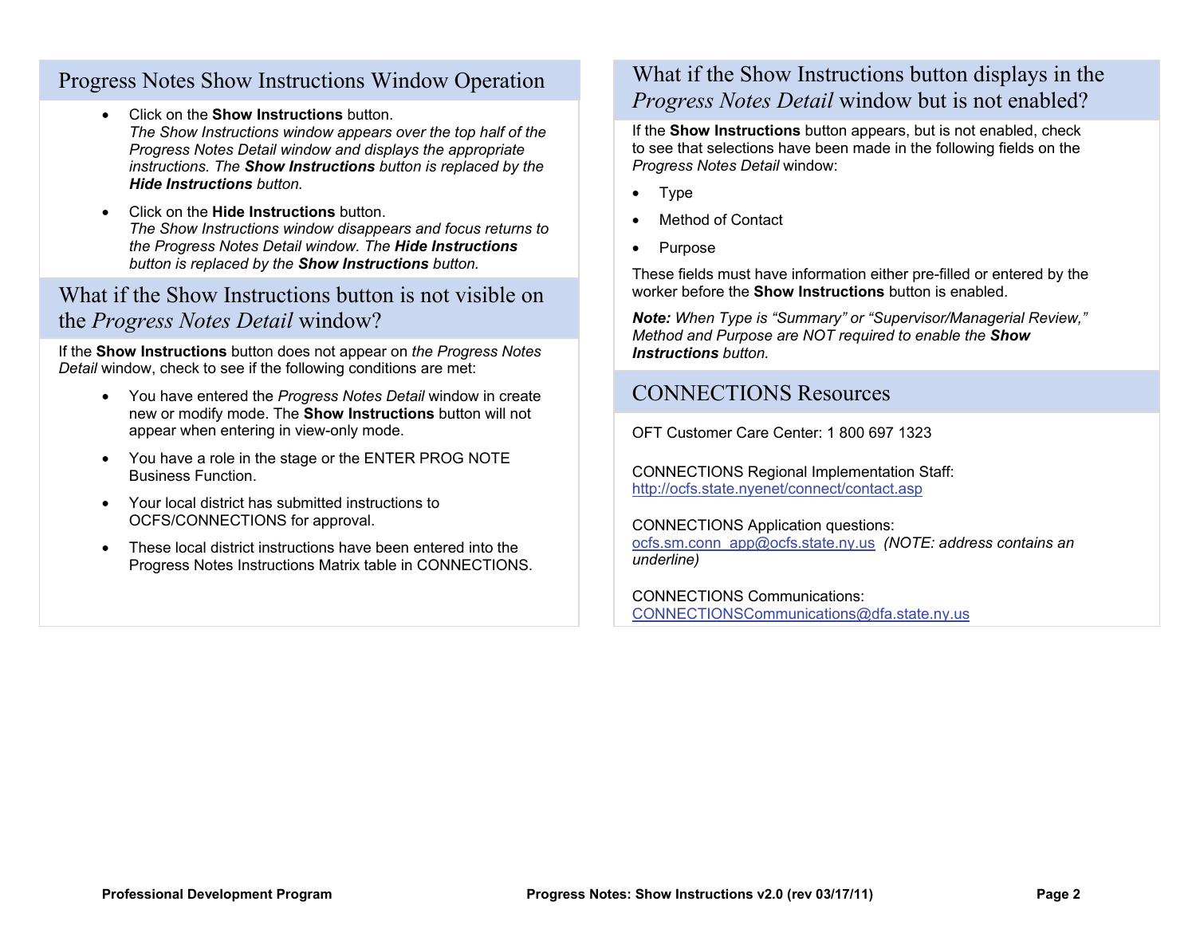## Progress Notes Show Instructions Window Operation

- Click on the **Show Instructions** button.
  *The Show Instructions window appears over the top half of the Progress Notes Detail window and displays the appropriate instructions. The **Show Instructions** button is replaced by the **Hide Instructions** button.*

- Click on the **Hide Instructions** button.
  *The Show Instructions window disappears and focus returns to the Progress Notes Detail window. The **Hide Instructions** button is replaced by the **Show Instructions** button.*

## What if the Show Instructions button is not visible on the *Progress Notes Detail* window?

If the **Show Instructions** button does not appear on *the Progress Notes Detail* window, check to see if the following conditions are met:

- You have entered the *Progress Notes Detail* window in create new or modify mode. The **Show Instructions** button will not appear when entering in view-only mode.
- You have a role in the stage or the ENTER PROG NOTE Business Function.
- Your local district has submitted instructions to OCFS/CONNECTIONS for approval.
- These local district instructions have been entered into the Progress Notes Instructions Matrix table in CONNECTIONS.

## What if the Show Instructions button displays in the *Progress Notes Detail* window but is not enabled?

If the **Show Instructions** button appears, but is not enabled, check to see that selections have been made in the following fields on the *Progress Notes Detail* window:

- Type
- Method of Contact
- Purpose

These fields must have information either pre-filled or entered by the worker before the **Show Instructions** button is enabled.

***Note:*** *When Type is "Summary" or "Supervisor/Managerial Review," Method and Purpose are NOT required to enable the **Show Instructions** button.*

## CONNECTIONS Resources

OFT Customer Care Center: 1 800 697 1323

CONNECTIONS Regional Implementation Staff:
http://ocfs.state.nyenet/connect/contact.asp

CONNECTIONS Application questions:
ocfs.sm.conn_app@ocfs.state.ny.us *(NOTE: address contains an underline)*

CONNECTIONS Communications:
CONNECTIONSCommunications@dfa.state.ny.us